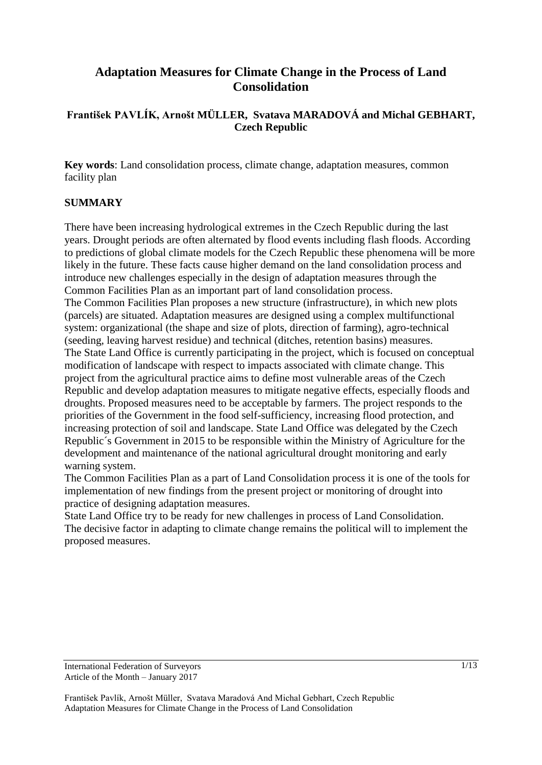# Adaptation Measures for Climate Change in the Process of Land Consolidation

**František PAVLÍK, Arnošt MÜLLER, Svatava MARADOVÁ and Michal GEBHART, Czech Republic**

**Key words**: Land consolidation process, climate change, adaptation measures, common facility plan

## SUMMARY

There have been increasing hydrological extremes in the Czech Republic during the last years. Drought periods are often alternated by flood events including flash floods. According to predictions of global climate models for the Czech Republic these phenomena will be more likely in the future. These facts cause higher demand on the land consolidation process and introduce new challenges especially in the design of adaptation measures through the Common Facilities Plan as an important part of land consolidation process.

The Common Facilities Plan proposes a new structure (infrastructure), in which new plots (parcels) are situated. Adaptation measures are designed using a complex multifunctional system: organizational (the shape and size of plots, direction of farming), agro-technical (seeding, leaving harvest residue) and technical (ditches, retention basins) measures.

The State Land Office is currently participating in the project, which is focused on conceptual modification of landscape with respect to impacts associated with climate change. This project from the agricultural practice aims to define most vulnerable areas of the Czech Republic and develop adaptation measures to mitigate negative effects, especially floods and droughts. Proposed measures need to be acceptable by farmers. The project responds to the priorities of the Government in the food self-sufficiency, increasing flood protection, and increasing protection of soil and landscape. State Land Office was delegated by the Czech Republic´s Government in 2015 to be responsible within the Ministry of Agriculture for the development and maintenance of the national agricultural drought monitoring and early warning system.

The Common Facilities Plan as a part of Land Consolidation process it is one of the tools for implementation of new findings from the present project or monitoring of drought into practice of designing adaptation measures.

State Land Office try to be ready for new challenges in process of Land Consolidation.

The decisive factor in adapting to climate change remains the political will to implement the proposed measures.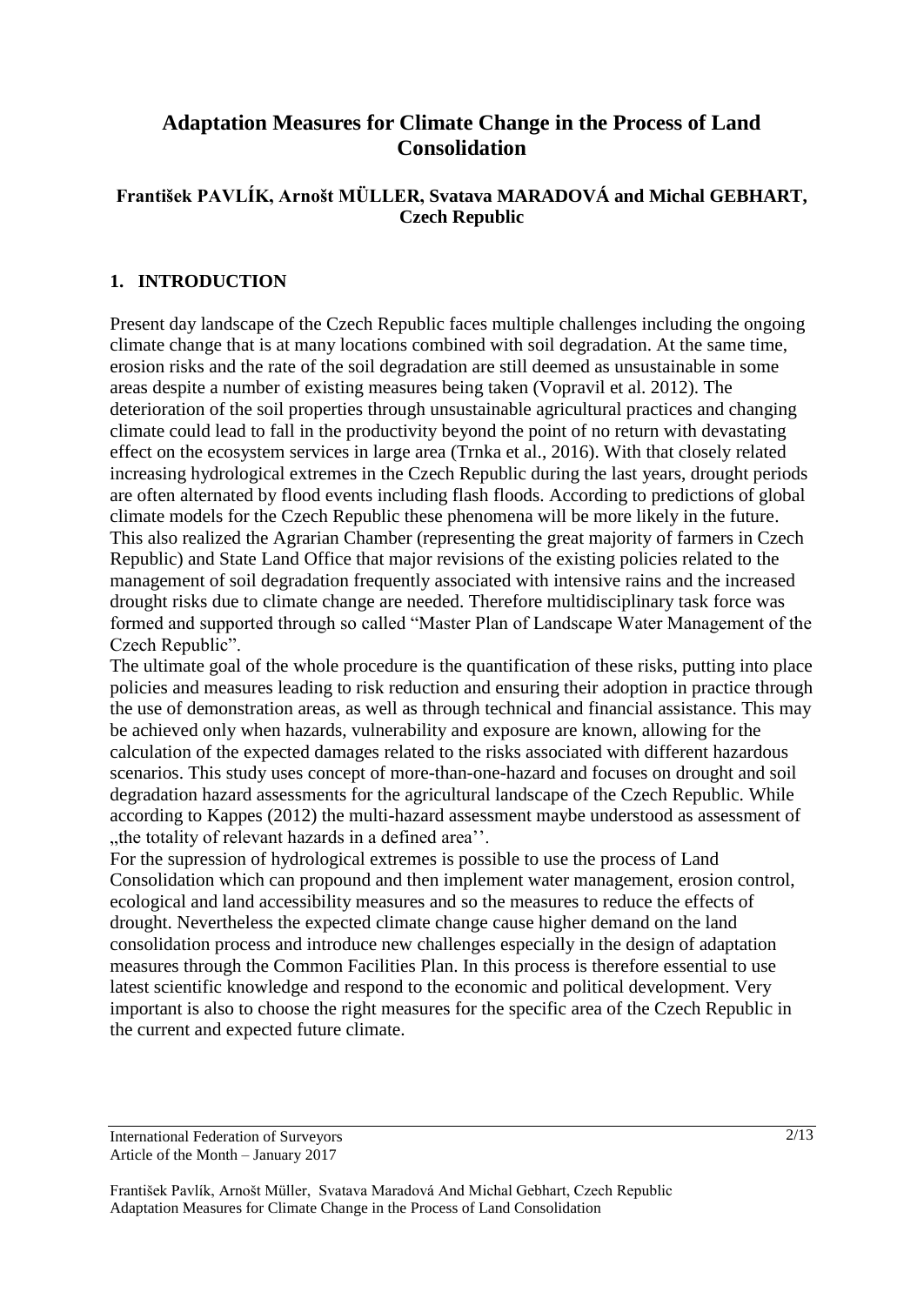# Adaptation Measures for Climate Change in the Process of Land Consolidation

**František PAVLÍK, Arnošt MÜLLER, Svatava MARADOVÁ and Michal GEBHART, Czech Republic**

## 1. INTRODUCTION

Present day landscape of the Czech Republic faces multiple challenges including the ongoing climate change that is at many locations combined with soil degradation. At the same time, erosion risks and the rate of the soil degradation are still deemed as unsustainable in some areas despite a number of existing measures being taken (Vopravil et al. 2012). The deterioration of the soil properties through unsustainable agricultural practices and changing climate could lead to fall in the productivity beyond the point of no return with devastating effect on the ecosystem services in large area (Trnka et al., 2016). With that closely related increasing hydrological extremes in the Czech Republic during the last years, drought periods are often alternated by flood events including flash floods. According to predictions of global climate models for the Czech Republic these phenomena will be more likely in the future. This also realized the Agrarian Chamber (representing the great majority of farmers in Czech Republic) and State Land Office that major revisions of the existing policies related to the management of soil degradation frequently associated with intensive rains and the increased drought risks due to climate change are needed. Therefore multidisciplinary task force was formed and supported through so called "Master Plan of Landscape Water Management of the Czech Republic".

The ultimate goal of the whole procedure is the quantification of these risks, putting into place policies and measures leading to risk reduction and ensuring their adoption in practice through the use of demonstration areas, as well as through technical and financial assistance. This may be achieved only when hazards, vulnerability and exposure are known, allowing for the calculation of the expected damages related to the risks associated with different hazardous scenarios. This study uses concept of more-than-one-hazard and focuses on drought and soil degradation hazard assessments for the agricultural landscape of the Czech Republic. While according to Kappes (2012) the multi-hazard assessment maybe understood as assessment of „the totality of relevant hazards in a defined area''.

For the supression of hydrological extremes is possible to use the process of Land Consolidation which can propound and then implement water management, erosion control, ecological and land accessibility measures and so the measures to reduce the effects of drought. Nevertheless the expected climate change cause higher demand on the land consolidation process and introduce new challenges especially in the design of adaptation measures through the Common Facilities Plan. In this process is therefore essential to use latest scientific knowledge and respond to the economic and political development. Very important is also to choose the right measures for the specific area of the Czech Republic in the current and expected future climate.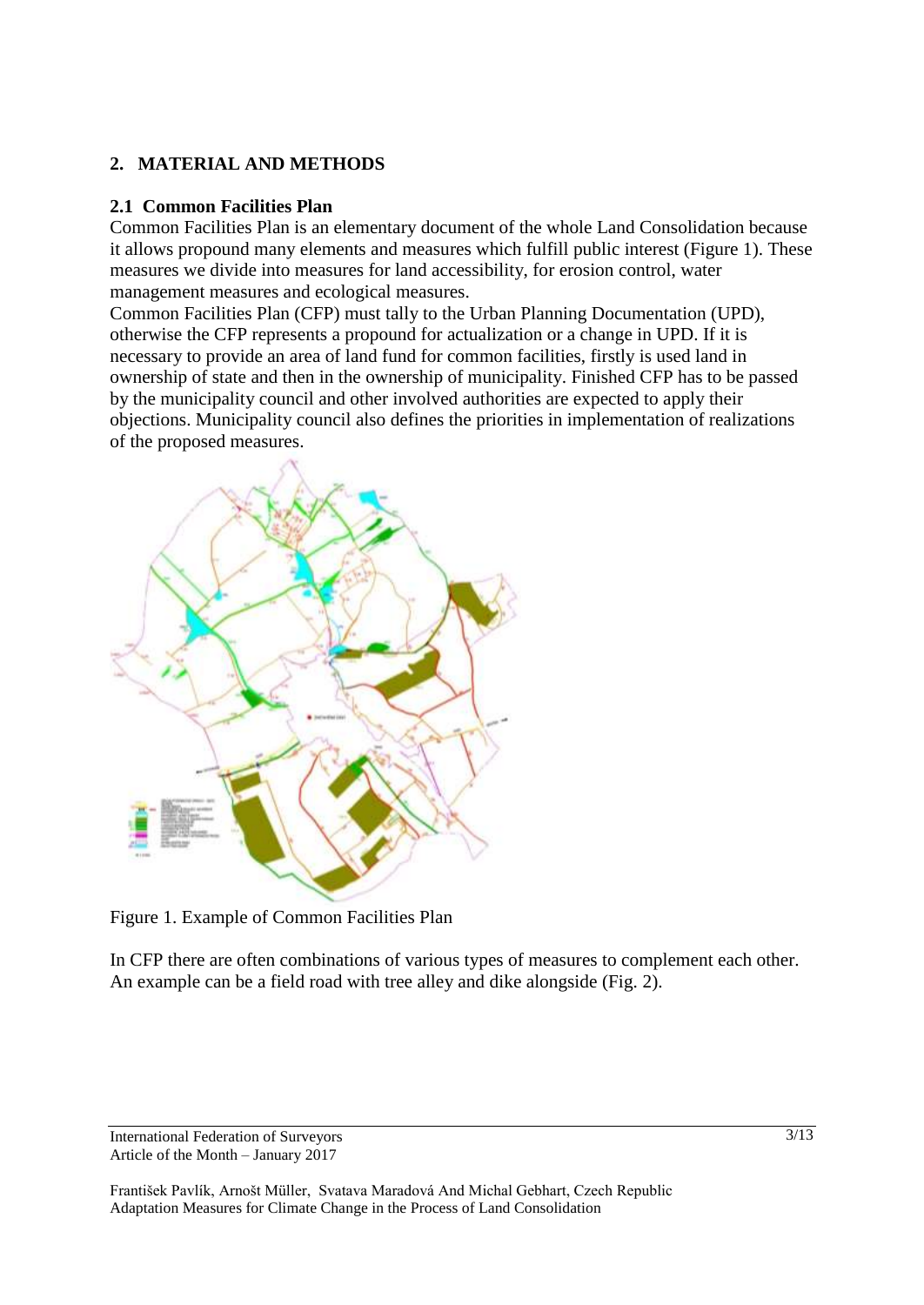## 2. MATERIAL AND METHODS

### 2.1 Common Facilities Plan

Common Facilities Plan is an elementary document of the whole Land Consolidation because it allows propound many elements and measures which fulfill public interest (Figure 1). These measures we divide into measures for land accessibility, for erosion control, water management measures and ecological measures.

Common Facilities Plan (CFP) must tally to the Urban Planning Documentation (UPD), otherwise the CFP represents a propound for actualization or a change in UPD. If it is necessary to provide an area of land fund for common facilities, firstly is used land in ownership of state and then in the ownership of municipality. Finished CFP has to be passed by the municipality council and other involved authorities are expected to apply their objections. Municipality council also defines the priorities in implementation of realizations of the proposed measures.

Figure 1. Example of Common Facilities Plan

In CFP there are often combinations of various types of measures to complement each other. An example can be a field road with tree alley and dike alongside (Fig. 2).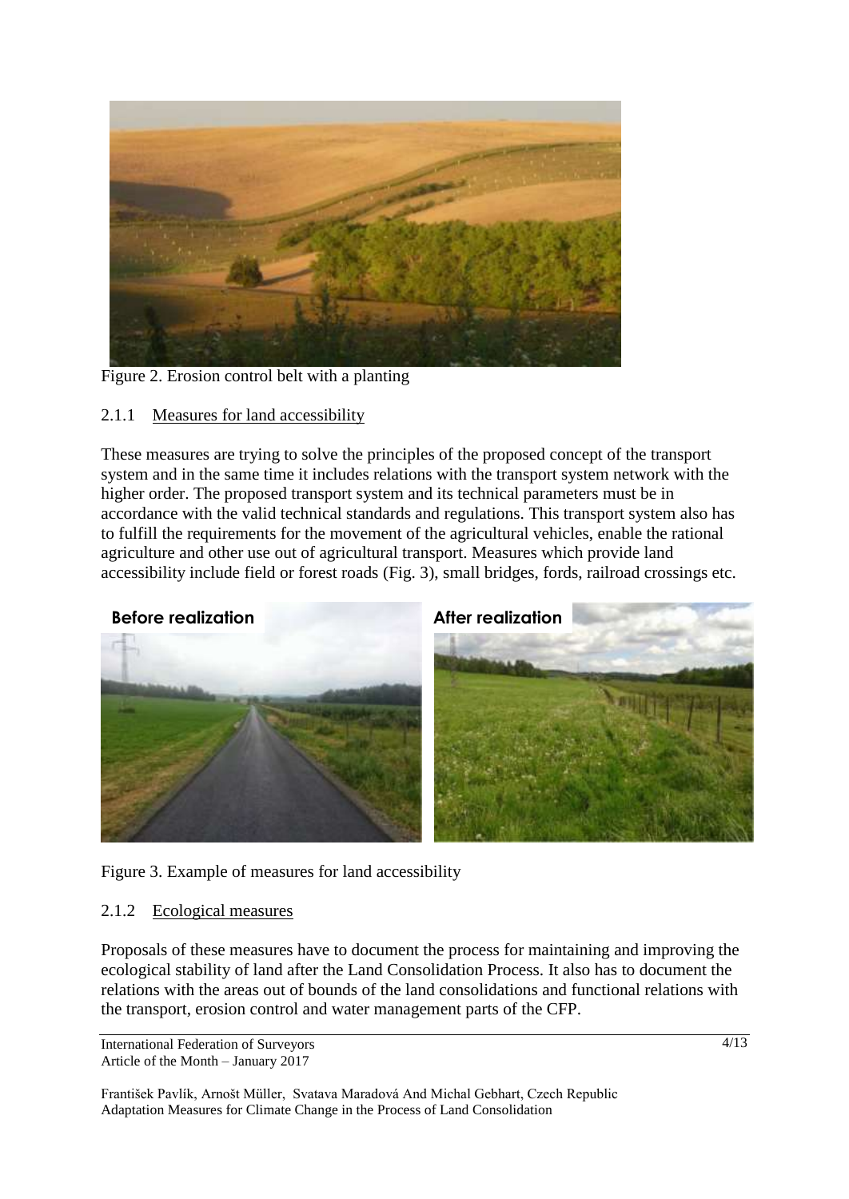Figure 2. Erosion control belt with a planting

### 2.1.1 Measures for land accessibility

These measures are trying to solve the principles of the proposed concept of the transport system and in the same time it includes relations with the transport system network with the higher order. The proposed transport system and its technical parameters must be in accordance with the valid technical standards and regulations. This transport system also has to fulfill the requirements for the movement of the agricultural vehicles, enable the rational agriculture and other use out of agricultural transport. Measures which provide land accessibility include field or forest roads (Fig. 3), small bridges, fords, railroad crossings etc.

**Before realization**

**After realization**

Figure 3. Example of measures for land accessibility

### 2.1.2 Ecological measures

Proposals of these measures have to document the process for maintaining and improving the ecological stability of land after the Land Consolidation Process. It also has to document the relations with the areas out of bounds of the land consolidations and functional relations with the transport, erosion control and water management parts of the CFP.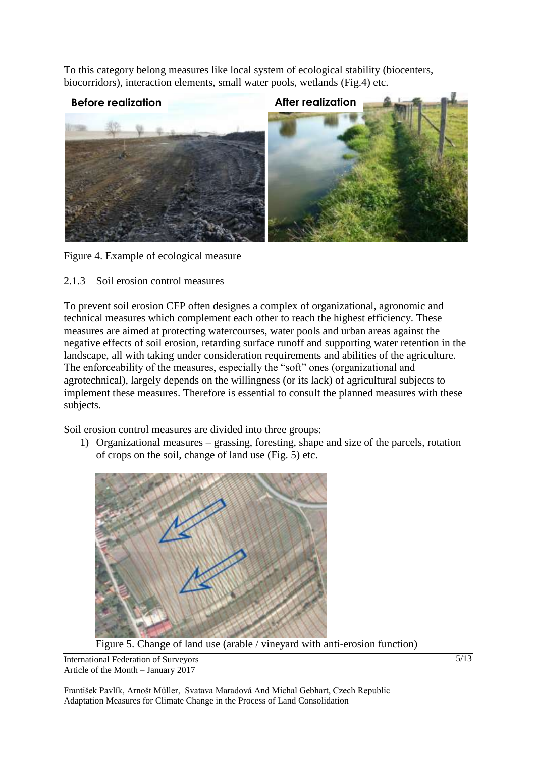To this category belong measures like local system of ecological stability (biocenters, biocorridors), interaction elements, small water pools, wetlands (Fig.4) etc.

Figure 4. Example of ecological measure

### 2.1.3 Soil erosion control measures

To prevent soil erosion CFP often designes a complex of organizational, agronomic and technical measures which complement each other to reach the highest efficiency. These measures are aimed at protecting watercourses, water pools and urban areas against the negative effects of soil erosion, retarding surface runoff and supporting water retention in the landscape, all with taking under consideration requirements and abilities of the agriculture. The enforceability of the measures, especially the "soft" ones (organizational and agrotechnical), largely depends on the willingness (or its lack) of agricultural subjects to implement these measures. Therefore is essential to consult the planned measures with these subjects.

Soil erosion control measures are divided into three groups:

1) Organizational measures – grassing, foresting, shape and size of the parcels, rotation of crops on the soil, change of land use (Fig. 5) etc.

Figure 5. Change of land use (arable / vineyard with anti-erosion function)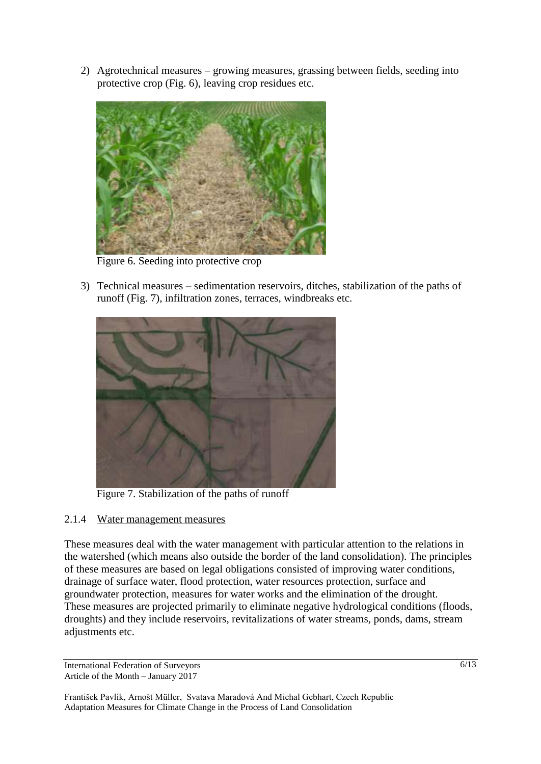2) Agrotechnical measures – growing measures, grassing between fields, seeding into protective crop (Fig. 6), leaving crop residues etc.

Figure 6. Seeding into protective crop

3) Technical measures – sedimentation reservoirs, ditches, stabilization of the paths of runoff (Fig. 7), infiltration zones, terraces, windbreaks etc.

Figure 7. Stabilization of the paths of runoff

### 2.1.4 Water management measures

These measures deal with the water management with particular attention to the relations in the watershed (which means also outside the border of the land consolidation). The principles of these measures are based on legal obligations consisted of improving water conditions, drainage of surface water, flood protection, water resources protection, surface and groundwater protection, measures for water works and the elimination of the drought. These measures are projected primarily to eliminate negative hydrological conditions (floods, droughts) and they include reservoirs, revitalizations of water streams, ponds, dams, stream adjustments etc.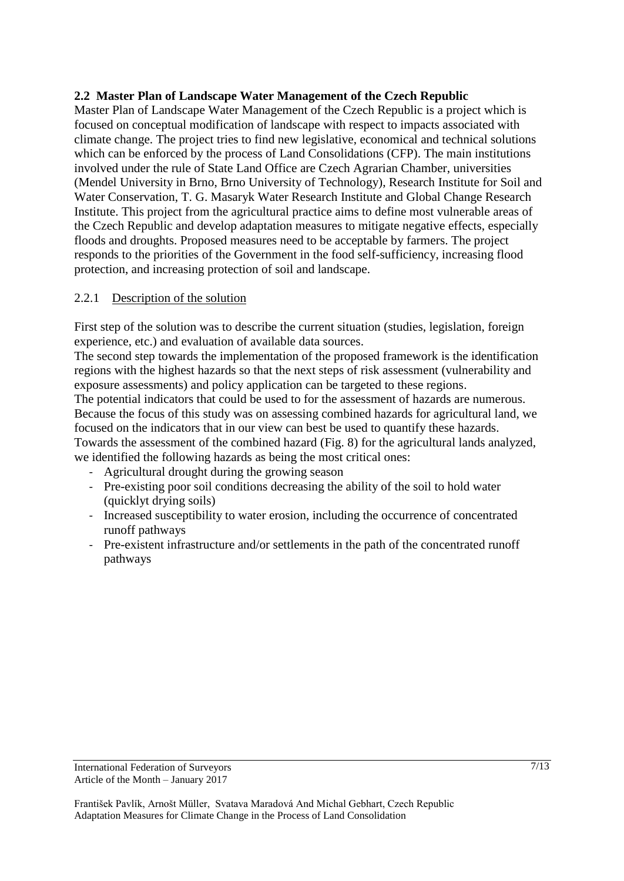## 2.2 Master Plan of Landscape Water Management of the Czech Republic

Master Plan of Landscape Water Management of the Czech Republic is a project which is focused on conceptual modification of landscape with respect to impacts associated with climate change. The project tries to find new legislative, economical and technical solutions which can be enforced by the process of Land Consolidations (CFP). The main institutions involved under the rule of State Land Office are Czech Agrarian Chamber, universities (Mendel University in Brno, Brno University of Technology), Research Institute for Soil and Water Conservation, T. G. Masaryk Water Research Institute and Global Change Research Institute. This project from the agricultural practice aims to define most vulnerable areas of the Czech Republic and develop adaptation measures to mitigate negative effects, especially floods and droughts. Proposed measures need to be acceptable by farmers. The project responds to the priorities of the Government in the food self-sufficiency, increasing flood protection, and increasing protection of soil and landscape.

### 2.2.1 Description of the solution

First step of the solution was to describe the current situation (studies, legislation, foreign experience, etc.) and evaluation of available data sources.

The second step towards the implementation of the proposed framework is the identification regions with the highest hazards so that the next steps of risk assessment (vulnerability and exposure assessments) and policy application can be targeted to these regions.

The potential indicators that could be used to for the assessment of hazards are numerous. Because the focus of this study was on assessing combined hazards for agricultural land, we focused on the indicators that in our view can best be used to quantify these hazards.

Towards the assessment of the combined hazard (Fig. 8) for the agricultural lands analyzed, we identified the following hazards as being the most critical ones:

- Agricultural drought during the growing season
- Pre-existing poor soil conditions decreasing the ability of the soil to hold water (quicklyt drying soils)
- Increased susceptibility to water erosion, including the occurrence of concentrated runoff pathways
- Pre-existent infrastructure and/or settlements in the path of the concentrated runoff pathways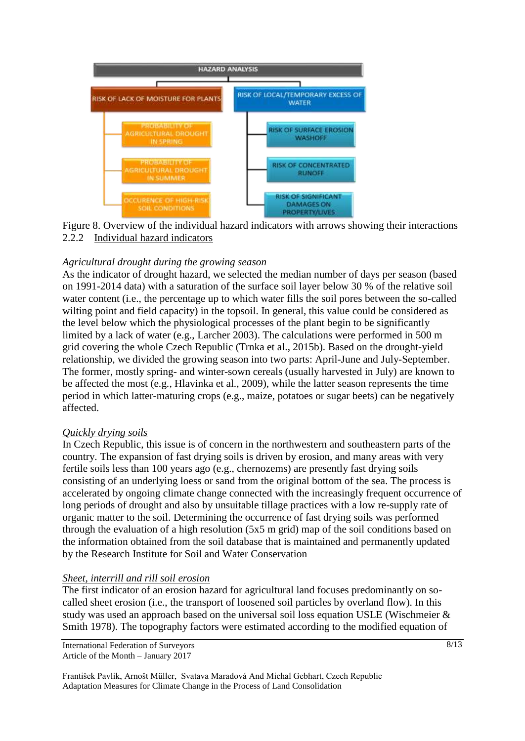HAZARD ANALYSIS

RISK OF LACK OF MOISTURE FOR PLANTS

PROBABILITY OF AGRICULTURAL DROUGHT IN SPRING

PROBABILITY OF AGRICULTURAL DROUGHT IN SUMMER

OCCURENCE OF HIGH-RISK SOIL CONDITIONS

RISK OF LOCAL/TEMPORARY EXCESS OF WATER

RISK OF SURFACE EROSION WASHOFF

RISK OF CONCENTRATED RUNOFF

RISK OF SIGNIFICANT DAMAGES ON PROPERTY/LIVES

Figure 8. Overview of the individual hazard indicators with arrows showing their interactions

### 2.2.2 Individual hazard indicators

*Agricultural drought during the growing season*

As the indicator of drought hazard, we selected the median number of days per season (based on 1991-2014 data) with a saturation of the surface soil layer below 30 % of the relative soil water content (i.e., the percentage up to which water fills the soil pores between the so-called wilting point and field capacity) in the topsoil. In general, this value could be considered as the level below which the physiological processes of the plant begin to be significantly limited by a lack of water (e.g., Larcher 2003). The calculations were performed in 500 m grid covering the whole Czech Republic (Trnka et al., 2015b). Based on the drought-yield relationship, we divided the growing season into two parts: April-June and July-September. The former, mostly spring- and winter-sown cereals (usually harvested in July) are known to be affected the most (e.g., Hlavinka et al., 2009), while the latter season represents the time period in which latter-maturing crops (e.g., maize, potatoes or sugar beets) can be negatively affected.

*Quickly drying soils*

In Czech Republic, this issue is of concern in the northwestern and southeastern parts of the country. The expansion of fast drying soils is driven by erosion, and many areas with very fertile soils less than 100 years ago (e.g., chernozems) are presently fast drying soils consisting of an underlying loess or sand from the original bottom of the sea. The process is accelerated by ongoing climate change connected with the increasingly frequent occurrence of long periods of drought and also by unsuitable tillage practices with a low re-supply rate of organic matter to the soil. Determining the occurrence of fast drying soils was performed through the evaluation of a high resolution (5x5 m grid) map of the soil conditions based on the information obtained from the soil database that is maintained and permanently updated by the Research Institute for Soil and Water Conservation

*Sheet, interrill and rill soil erosion*

The first indicator of an erosion hazard for agricultural land focuses predominantly on so-called sheet erosion (i.e., the transport of loosened soil particles by overland flow). In this study was used an approach based on the universal soil loss equation USLE (Wischmeier & Smith 1978). The topography factors were estimated according to the modified equation of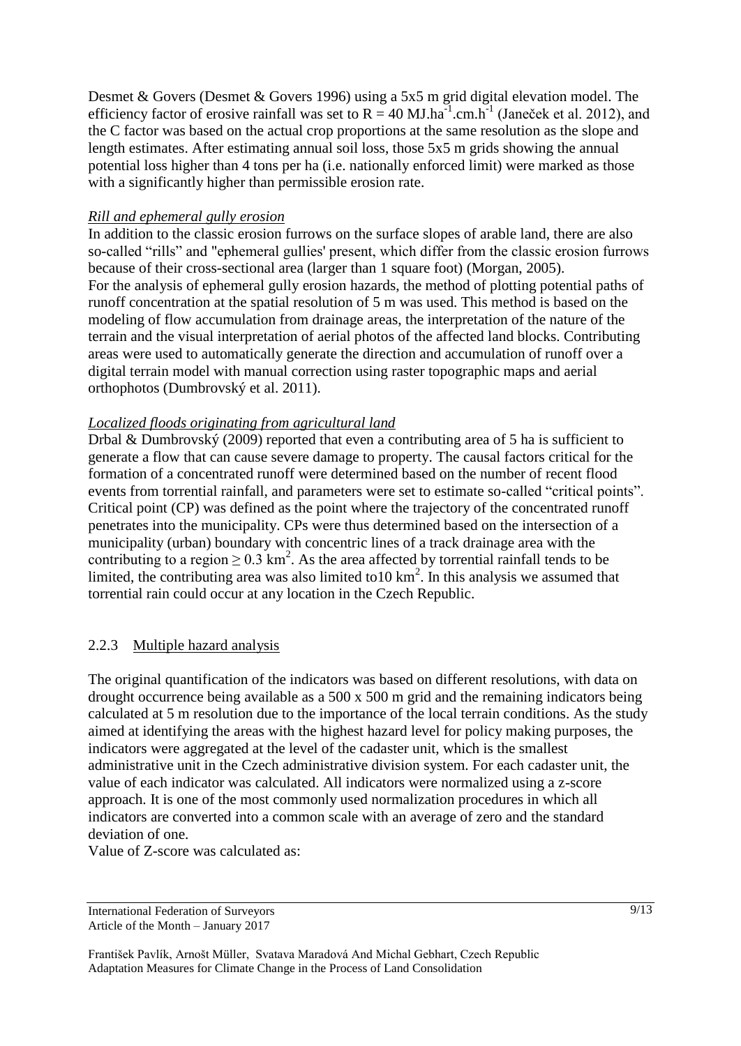Desmet & Govers (Desmet & Govers 1996) using a 5x5 m grid digital elevation model. The efficiency factor of erosive rainfall was set to $R = 40\ MJ.ha^{-1}.cm.h^{-1}$ (Janeček et al. 2012), and the C factor was based on the actual crop proportions at the same resolution as the slope and length estimates. After estimating annual soil loss, those 5x5 m grids showing the annual potential loss higher than 4 tons per ha (i.e. nationally enforced limit) were marked as those with a significantly higher than permissible erosion rate.

*Rill and ephemeral gully erosion*

In addition to the classic erosion furrows on the surface slopes of arable land, there are also so-called "rills" and "ephemeral gullies' present, which differ from the classic erosion furrows because of their cross-sectional area (larger than 1 square foot) (Morgan, 2005).
For the analysis of ephemeral gully erosion hazards, the method of plotting potential paths of runoff concentration at the spatial resolution of 5 m was used. This method is based on the modeling of flow accumulation from drainage areas, the interpretation of the nature of the terrain and the visual interpretation of aerial photos of the affected land blocks. Contributing areas were used to automatically generate the direction and accumulation of runoff over a digital terrain model with manual correction using raster topographic maps and aerial orthophotos (Dumbrovský et al. 2011).

*Localized floods originating from agricultural land*

Drbal & Dumbrovský (2009) reported that even a contributing area of 5 ha is sufficient to generate a flow that can cause severe damage to property. The causal factors critical for the formation of a concentrated runoff were determined based on the number of recent flood events from torrential rainfall, and parameters were set to estimate so-called "critical points". Critical point (CP) was defined as the point where the trajectory of the concentrated runoff penetrates into the municipality. CPs were thus determined based on the intersection of a municipality (urban) boundary with concentric lines of a track drainage area with the contributing to a region $\geq 0.3\ km^2$. As the area affected by torrential rainfall tends to be limited, the contributing area was also limited to10 $km^2$. In this analysis we assumed that torrential rain could occur at any location in the Czech Republic.

### 2.2.3 Multiple hazard analysis

The original quantification of the indicators was based on different resolutions, with data on drought occurrence being available as a 500 x 500 m grid and the remaining indicators being calculated at 5 m resolution due to the importance of the local terrain conditions. As the study aimed at identifying the areas with the highest hazard level for policy making purposes, the indicators were aggregated at the level of the cadaster unit, which is the smallest administrative unit in the Czech administrative division system. For each cadaster unit, the value of each indicator was calculated. All indicators were normalized using a z-score approach. It is one of the most commonly used normalization procedures in which all indicators are converted into a common scale with an average of zero and the standard deviation of one.
Value of Z-score was calculated as: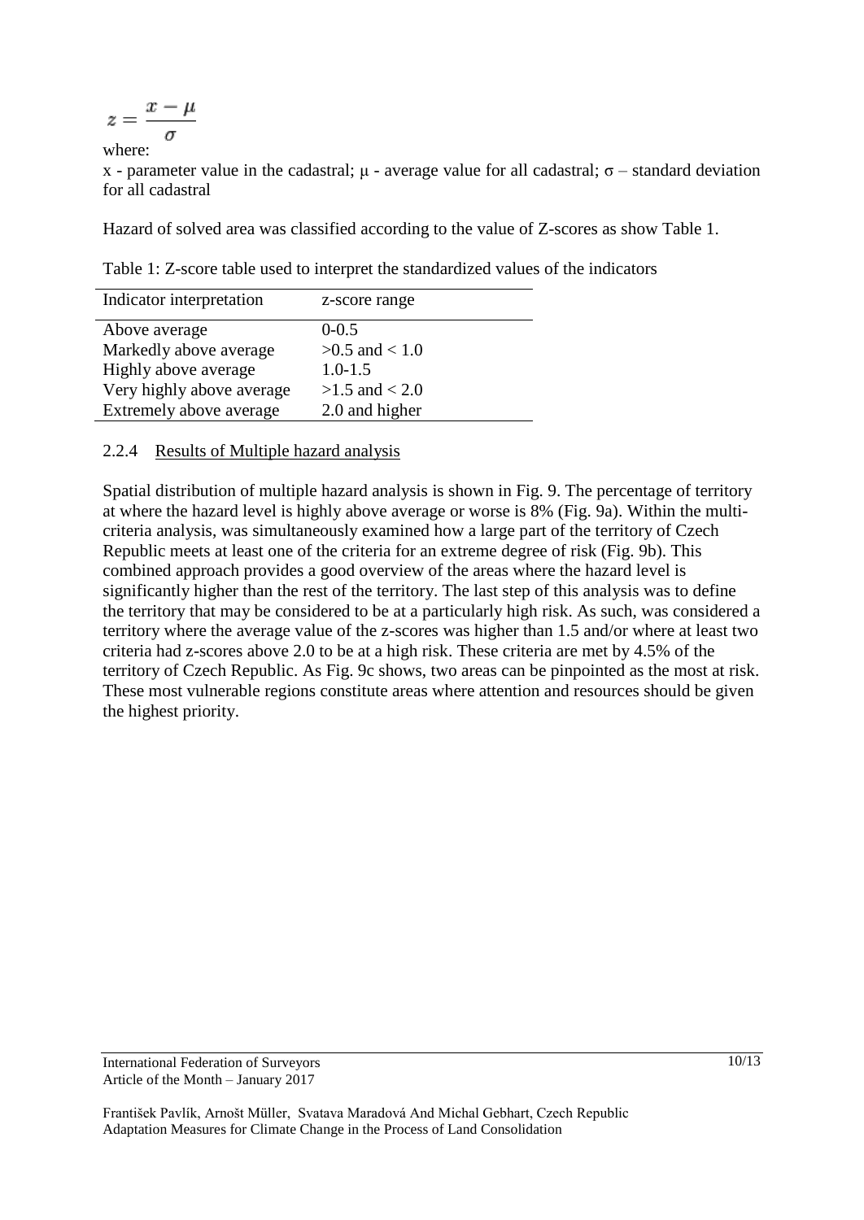$$z = \frac{x - \mu}{\sigma}$$

where:

x - parameter value in the cadastral; $\mu$ - average value for all cadastral; $\sigma$ – standard deviation for all cadastral

Hazard of solved area was classified according to the value of Z-scores as show Table 1.

Table 1: Z-score table used to interpret the standardized values of the indicators

| Indicator interpretation | z-score range |
|---|---|
| Above average | 0-0.5 |
| Markedly above average | >0.5 and < 1.0 |
| Highly above average | 1.0-1.5 |
| Very highly above average | >1.5 and < 2.0 |
| Extremely above average | 2.0 and higher |

### 2.2.4 Results of Multiple hazard analysis

Spatial distribution of multiple hazard analysis is shown in Fig. 9. The percentage of territory at where the hazard level is highly above average or worse is 8% (Fig. 9a). Within the multi-criteria analysis, was simultaneously examined how a large part of the territory of Czech Republic meets at least one of the criteria for an extreme degree of risk (Fig. 9b). This combined approach provides a good overview of the areas where the hazard level is significantly higher than the rest of the territory. The last step of this analysis was to define the territory that may be considered to be at a particularly high risk. As such, was considered a territory where the average value of the z-scores was higher than 1.5 and/or where at least two criteria had z-scores above 2.0 to be at a high risk. These criteria are met by 4.5% of the territory of Czech Republic. As Fig. 9c shows, two areas can be pinpointed as the most at risk. These most vulnerable regions constitute areas where attention and resources should be given the highest priority.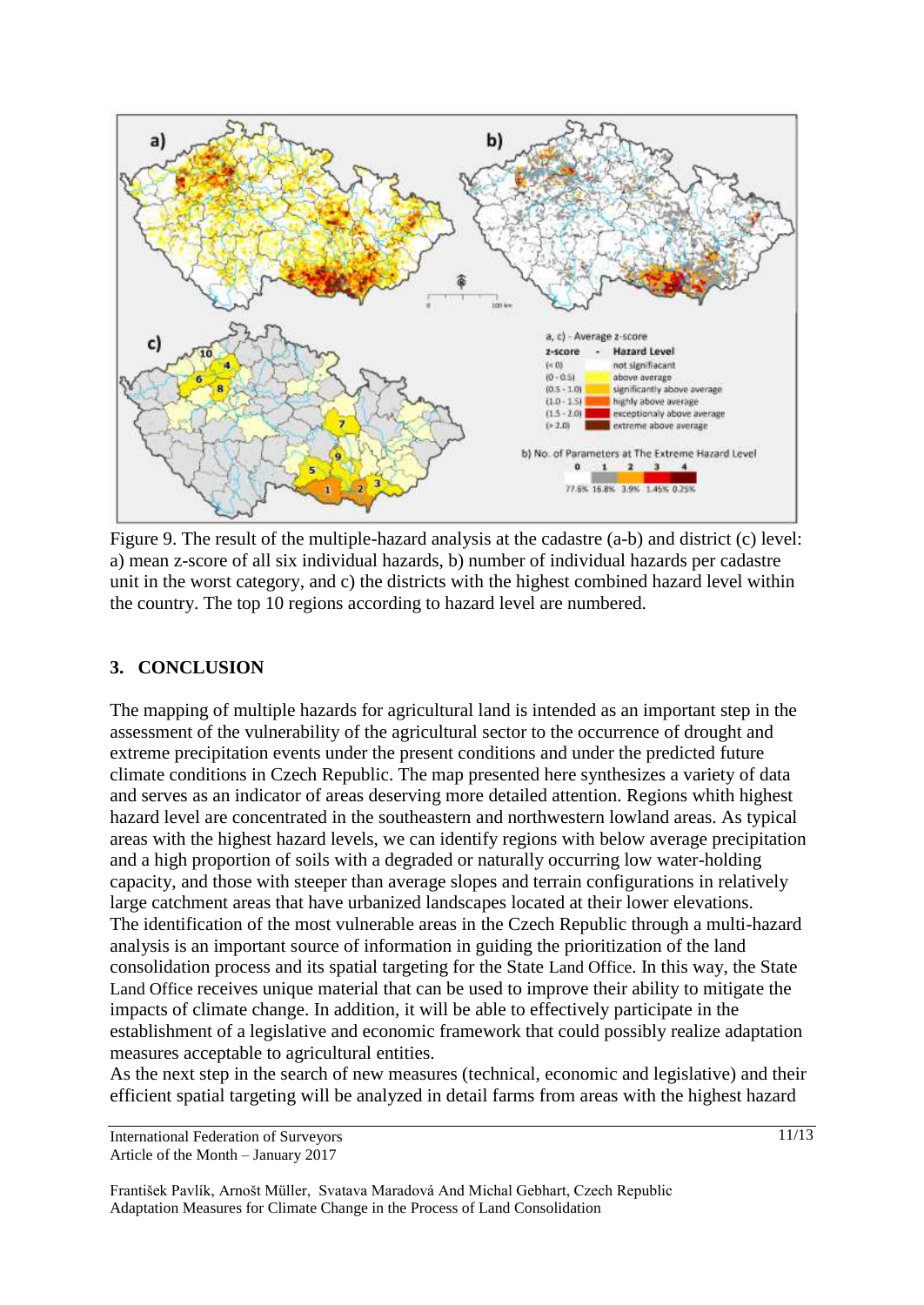a)

b)

c)

a, c) - Average z-score

z-score - Hazard Level

(< 0) not significant

(0 - 0.5) above average

(0.5 - 1.0) significantly above average

(1.0 - 1.5) highly above average

(1.5 - 2.0) exceptionaly above average

(> 2.0) extreme above average

b) No. of Parameters at The Extreme Hazard Level

0 1 2 3 4

77.6% 16.8% 3.9% 1.45% 0.25%

100 km

Figure 9. The result of the multiple-hazard analysis at the cadastre (a-b) and district (c) level: a) mean z-score of all six individual hazards, b) number of individual hazards per cadastre unit in the worst category, and c) the districts with the highest combined hazard level within the country. The top 10 regions according to hazard level are numbered.

## 3. CONCLUSION

The mapping of multiple hazards for agricultural land is intended as an important step in the assessment of the vulnerability of the agricultural sector to the occurrence of drought and extreme precipitation events under the present conditions and under the predicted future climate conditions in Czech Republic. The map presented here synthesizes a variety of data and serves as an indicator of areas deserving more detailed attention. Regions whith highest hazard level are concentrated in the southeastern and northwestern lowland areas. As typical areas with the highest hazard levels, we can identify regions with below average precipitation and a high proportion of soils with a degraded or naturally occurring low water-holding capacity, and those with steeper than average slopes and terrain configurations in relatively large catchment areas that have urbanized landscapes located at their lower elevations.
The identification of the most vulnerable areas in the Czech Republic through a multi-hazard analysis is an important source of information in guiding the prioritization of the land consolidation process and its spatial targeting for the State Land Office. In this way, the State Land Office receives unique material that can be used to improve their ability to mitigate the impacts of climate change. In addition, it will be able to effectively participate in the establishment of a legislative and economic framework that could possibly realize adaptation measures acceptable to agricultural entities.
As the next step in the search of new measures (technical, economic and legislative) and their efficient spatial targeting will be analyzed in detail farms from areas with the highest hazard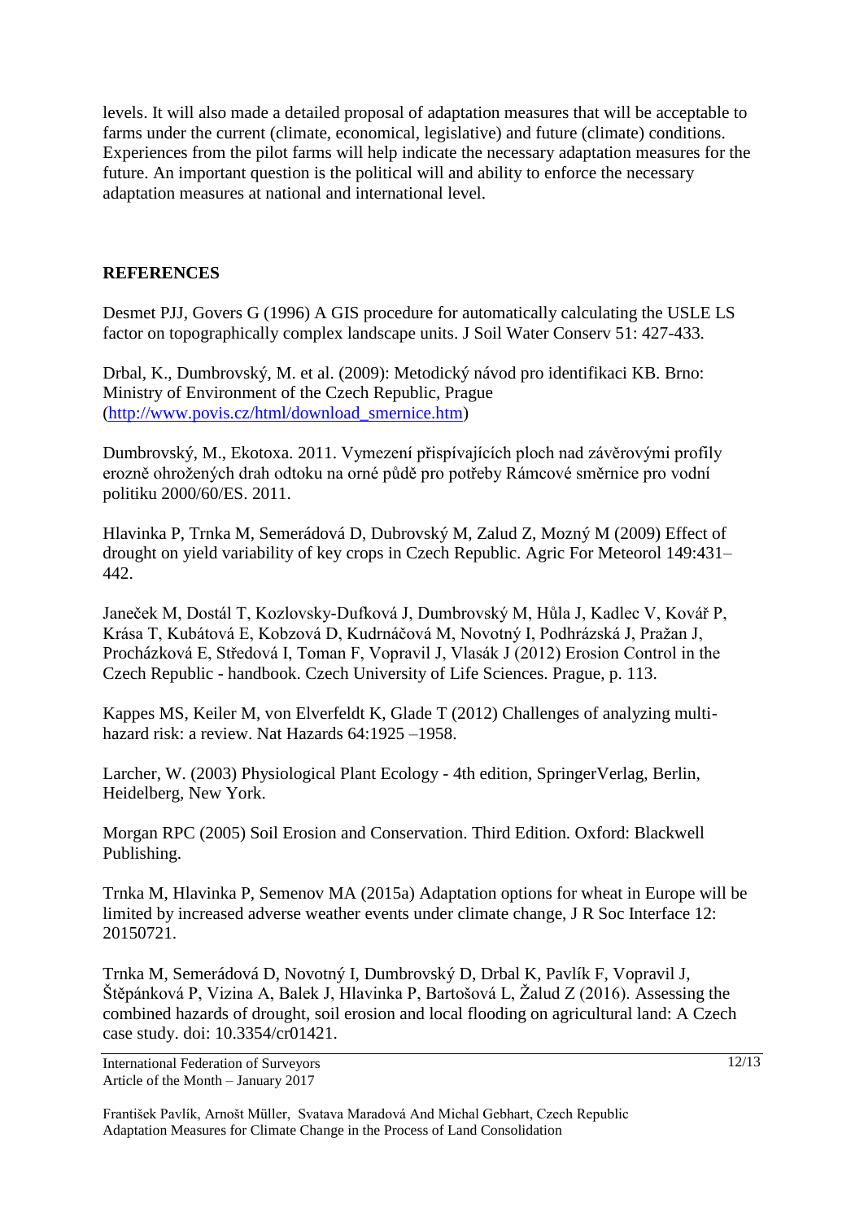levels. It will also made a detailed proposal of adaptation measures that will be acceptable to farms under the current (climate, economical, legislative) and future (climate) conditions. Experiences from the pilot farms will help indicate the necessary adaptation measures for the future. An important question is the political will and ability to enforce the necessary adaptation measures at national and international level.

## REFERENCES

Desmet PJJ, Govers G (1996) A GIS procedure for automatically calculating the USLE LS factor on topographically complex landscape units. J Soil Water Conserv 51: 427-433.

Drbal, K., Dumbrovský, M. et al. (2009): Metodický návod pro identifikaci KB. Brno: Ministry of Environment of the Czech Republic, Prague (http://www.povis.cz/html/download_smernice.htm)

Dumbrovský, M., Ekotoxa. 2011. Vymezení přispívajících ploch nad závěrovými profily erozně ohrožených drah odtoku na orné půdě pro potřeby Rámcové směrnice pro vodní politiku 2000/60/ES. 2011.

Hlavinka P, Trnka M, Semerádová D, Dubrovský M, Zalud Z, Mozný M (2009) Effect of drought on yield variability of key crops in Czech Republic. Agric For Meteorol 149:431–442.

Janeček M, Dostál T, Kozlovsky-Dufková J, Dumbrovský M, Hůla J, Kadlec V, Kovář P, Krása T, Kubátová E, Kobzová D, Kudrnáčová M, Novotný I, Podhrázská J, Pražan J, Procházková E, Středová I, Toman F, Vopravil J, Vlasák J (2012) Erosion Control in the Czech Republic - handbook. Czech University of Life Sciences. Prague, p. 113.

Kappes MS, Keiler M, von Elverfeldt K, Glade T (2012) Challenges of analyzing multi-hazard risk: a review. Nat Hazards 64:1925 –1958.

Larcher, W. (2003) Physiological Plant Ecology - 4th edition, SpringerVerlag, Berlin, Heidelberg, New York.

Morgan RPC (2005) Soil Erosion and Conservation. Third Edition. Oxford: Blackwell Publishing.

Trnka M, Hlavinka P, Semenov MA (2015a) Adaptation options for wheat in Europe will be limited by increased adverse weather events under climate change, J R Soc Interface 12: 20150721.

Trnka M, Semerádová D, Novotný I, Dumbrovský D, Drbal K, Pavlík F, Vopravil J, Štěpánková P, Vizina A, Balek J, Hlavinka P, Bartošová L, Žalud Z (2016). Assessing the combined hazards of drought, soil erosion and local flooding on agricultural land: A Czech case study. doi: 10.3354/cr01421.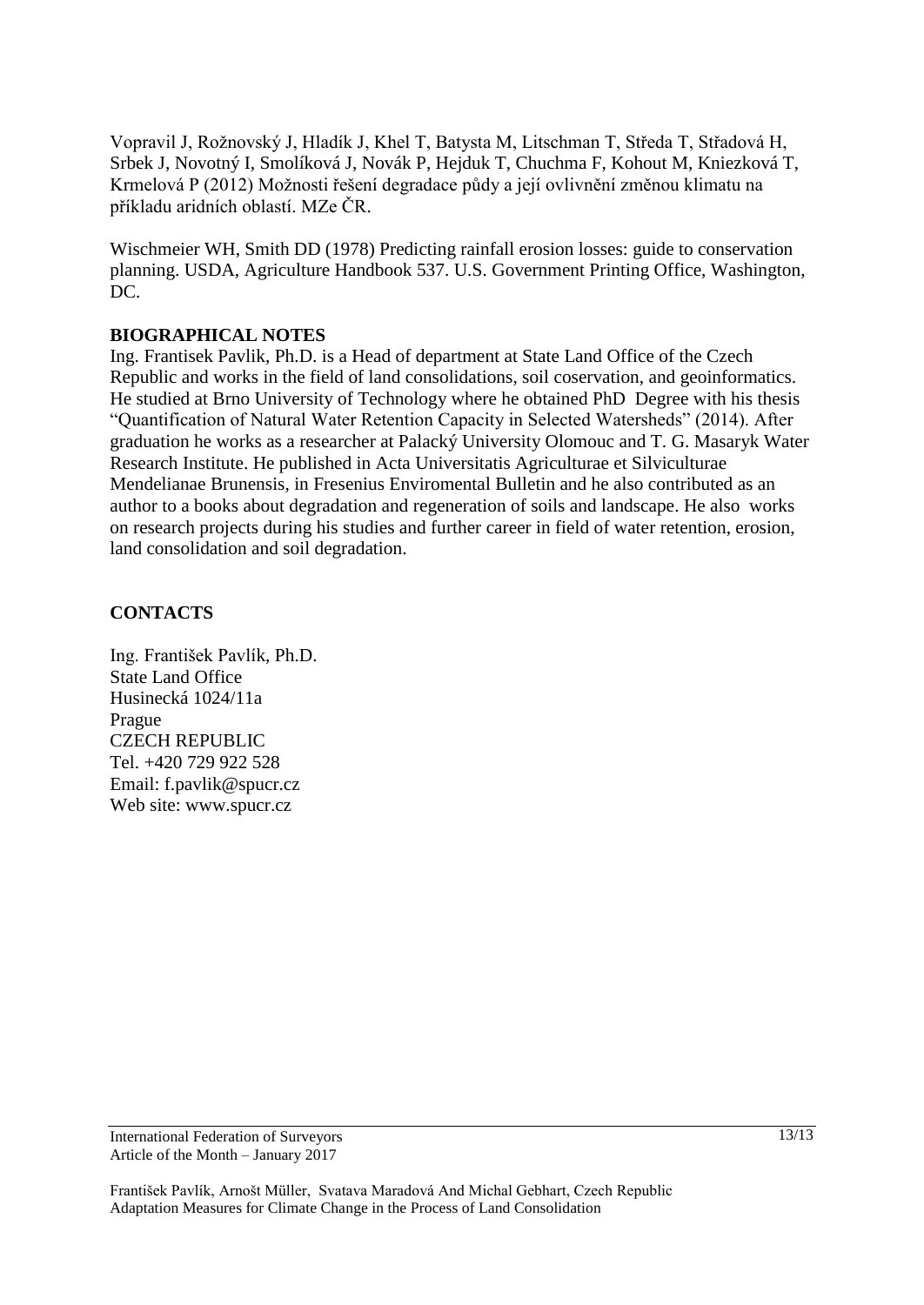Vopravil J, Rožnovský J, Hladík J, Khel T, Batysta M, Litschman T, Středa T, Středová H, Srbek J, Novotný I, Smolíková J, Novák P, Hejduk T, Chuchma F, Kohout M, Kniezková T, Krmelová P (2012) Možnosti řešení degradace půdy a její ovlivnění změnou klimatu na příkladu aridních oblastí. MZe ČR.

Wischmeier WH, Smith DD (1978) Predicting rainfall erosion losses: guide to conservation planning. USDA, Agriculture Handbook 537. U.S. Government Printing Office, Washington, DC.

## BIOGRAPHICAL NOTES

Ing. Frantisek Pavlik, Ph.D. is a Head of department at State Land Office of the Czech Republic and works in the field of land consolidations, soil coservation, and geoinformatics. He studied at Brno University of Technology where he obtained PhD Degree with his thesis "Quantification of Natural Water Retention Capacity in Selected Watersheds" (2014). After graduation he works as a researcher at Palacký University Olomouc and T. G. Masaryk Water Research Institute. He published in Acta Universitatis Agriculturae et Silviculturae Mendelianae Brunensis, in Fresenius Enviromental Bulletin and he also contributed as an author to a books about degradation and regeneration of soils and landscape. He also works on research projects during his studies and further career in field of water retention, erosion, land consolidation and soil degradation.

## CONTACTS

Ing. František Pavlík, Ph.D.
State Land Office
Husinecká 1024/11a
Prague
CZECH REPUBLIC
Tel. +420 729 922 528
Email: f.pavlik@spucr.cz
Web site: www.spucr.cz